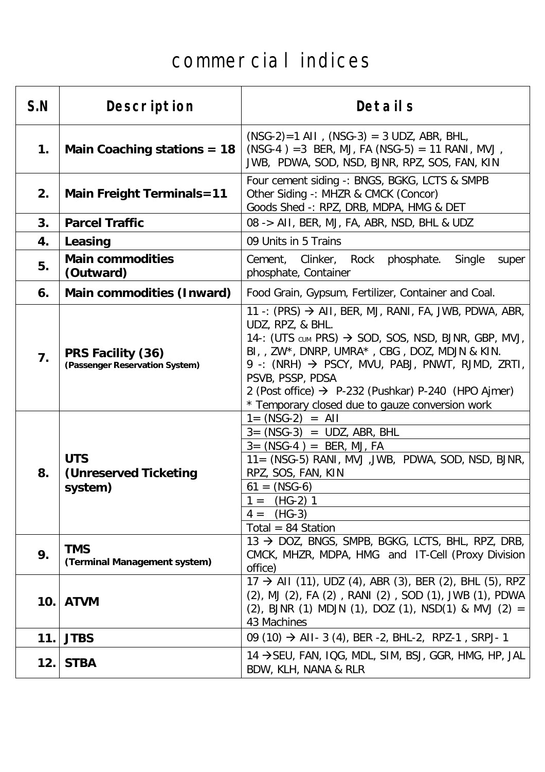# commercial indices

| S.N | Description | Details |
|---|---|---|
| 1. | **Main Coaching stations = 18** | (NSG-2)=1 AII , (NSG-3) = 3 UDZ, ABR, BHL, (NSG-4 ) =3 BER, MJ, FA (NSG-5) = 11 RANI, MVJ , JWB, PDWA, SOD, NSD, BJNR, RPZ, SOS, FAN, KIN |
| 2. | **Main Freight Terminals=11** | Four cement siding -: BNGS, BGKG, LCTS & SMPB<br>Other Siding -: MHZR & CMCK (Concor)<br>Goods Shed -: RPZ, DRB, MDPA, HMG & DET |
| 3. | **Parcel Traffic** | 08 -> AII, BER, MJ, FA, ABR, NSD, BHL & UDZ |
| 4. | **Leasing** | 09 Units in 5 Trains |
| 5. | **Main commodities (Outward)** | Cement, Clinker, Rock phosphate. Single super phosphate, Container |
| 6. | **Main commodities (Inward)** | Food Grain, Gypsum, Fertilizer, Container and Coal. |
| 7. | **PRS Facility (36)** **(Passenger Reservation System)** | 11 -: (PRS) → AII, BER, MJ, RANI, FA, JWB, PDWA, ABR, UDZ, RPZ, & BHL.<br>14-: (UTS CUM PRS) → SOD, SOS, NSD, BJNR, GBP, MVJ, BI, , ZW*, DNRP, UMRA* , CBG , DOZ, MDJN & KIN.<br>9 -: (NRH) → PSCY, MVU, PABJ, PNWT, RJMD, ZRTI, PSVB, PSSP, PDSA<br>2 (Post office) → P-232 (Pushkar) P-240 (HPO Ajmer)<br>* Temporary closed due to gauze conversion work |
| 8. | **UTS (Unreserved Ticketing system)** | 1= (NSG-2) = AII<br>3= (NSG-3) = UDZ, ABR, BHL<br>3= (NSG-4 ) = BER, MJ, FA<br>11= (NSG-5) RANI, MVJ ,JWB, PDWA, SOD, NSD, BJNR, RPZ, SOS, FAN, KIN<br>61 = (NSG-6)<br>1 = (HG-2) 1<br>4 = (HG-3)<br>Total = 84 Station |
| 9. | **TMS** **(Terminal Management system)** | 13 → DOZ, BNGS, SMPB, BGKG, LCTS, BHL, RPZ, DRB, CMCK, MHZR, MDPA, HMG and IT-Cell (Proxy Division office) |
| 10. | **ATVM** | 17 → AII (11), UDZ (4), ABR (3), BER (2), BHL (5), RPZ (2), MJ (2), FA (2) , RANI (2) , SOD (1), JWB (1), PDWA (2), BJNR (1) MDJN (1), DOZ (1), NSD(1) & MVJ (2) = 43 Machines |
| 11. | **JTBS** | 09 (10) → AII- 3 (4), BER -2, BHL-2, RPZ-1 , SRPJ- 1 |
| 12. | **STBA** | 14 →SEU, FAN, IQG, MDL, SIM, BSJ, GGR, HMG, HP, JAL BDW, KLH, NANA & RLR |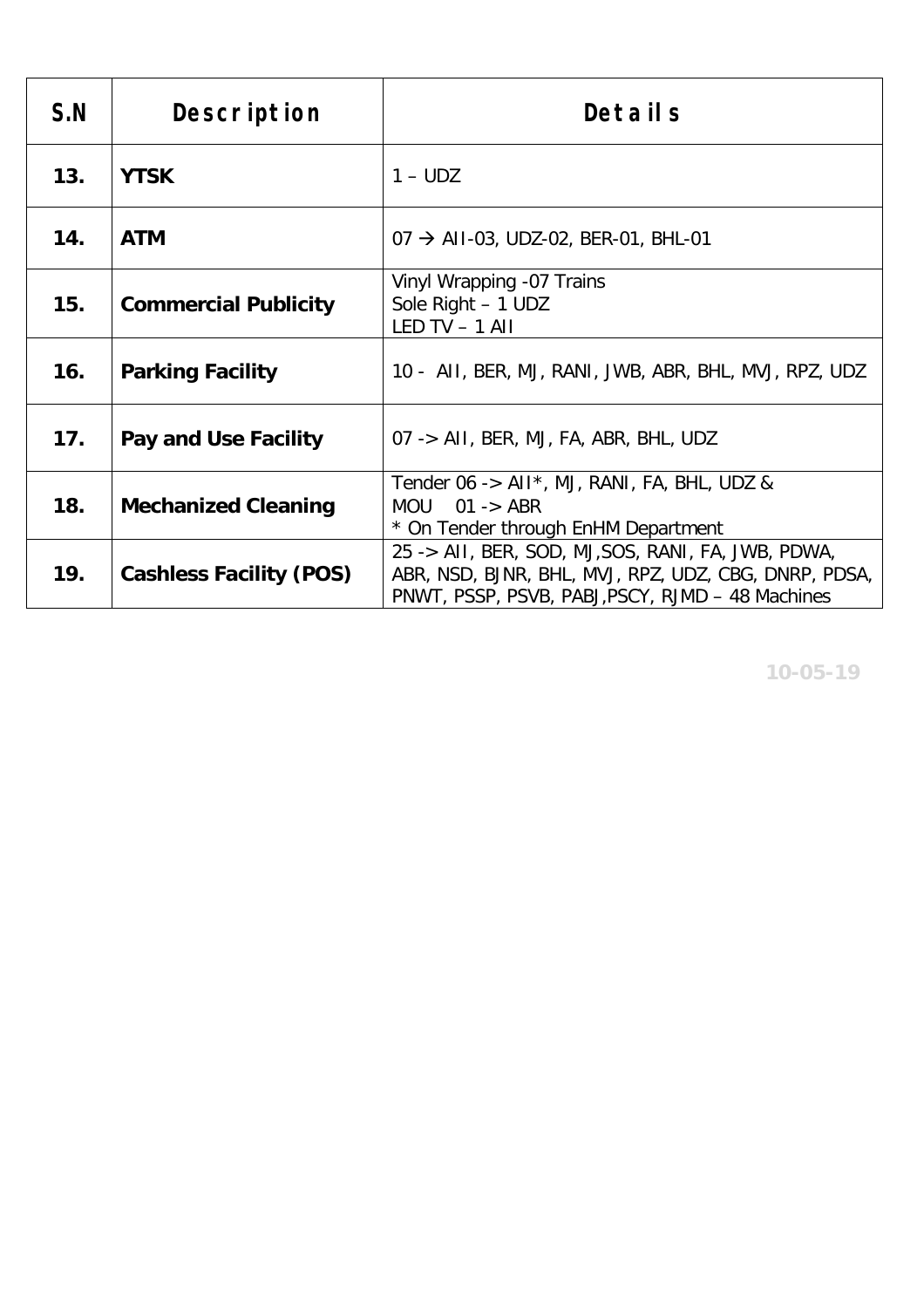| S.N | Description | Details |
|---|---|---|
| 13. | **YTSK** | 1 – UDZ |
| 14. | **ATM** | 07 → AII-03, UDZ-02, BER-01, BHL-01 |
| 15. | **Commercial Publicity** | Vinyl Wrapping -07 Trains<br>Sole Right – 1 UDZ<br>LED TV – 1 AII |
| 16. | **Parking Facility** | 10 - AII, BER, MJ, RANI, JWB, ABR, BHL, MVJ, RPZ, UDZ |
| 17. | **Pay and Use Facility** | 07 -> AII, BER, MJ, FA, ABR, BHL, UDZ |
| 18. | **Mechanized Cleaning** | Tender 06 -> AII*, MJ, RANI, FA, BHL, UDZ &<br>MOU 01 -> ABR<br>* On Tender through EnHM Department |
| 19. | **Cashless Facility (POS)** | 25 -> AII, BER, SOD, MJ,SOS, RANI, FA, JWB, PDWA, ABR, NSD, BJNR, BHL, MVJ, RPZ, UDZ, CBG, DNRP, PDSA, PNWT, PSSP, PSVB, PABJ,PSCY, RJMD – 48 Machines |

10-05-19